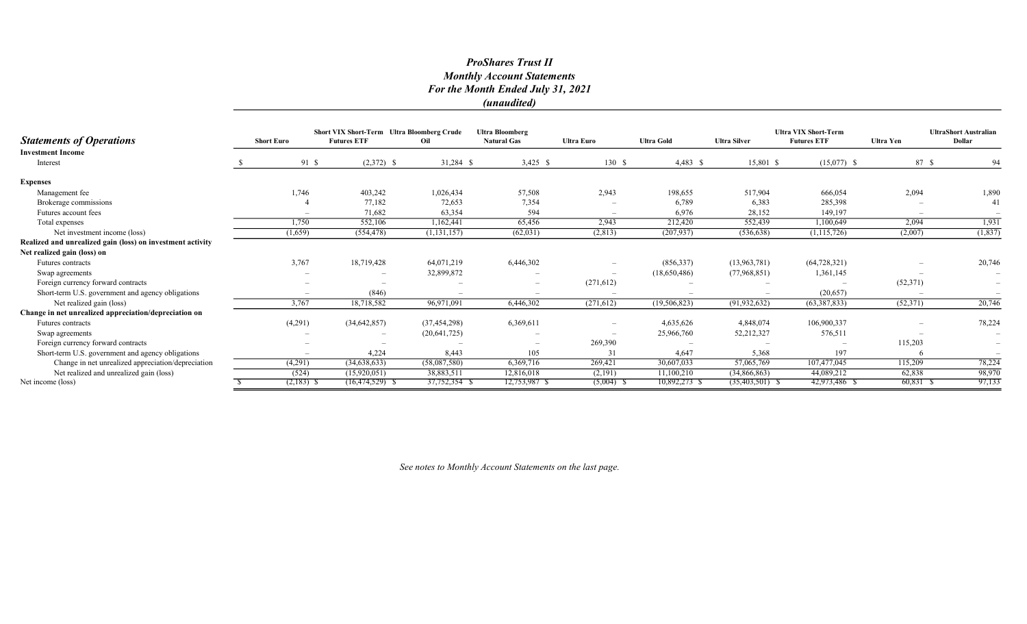# *ProShares Trust II*
## *Monthly Account Statements*
## *For the Month Ended July 31, 2021*
## *(unaudited)*

| ***Statements of Operations*** | Short Euro | Short VIX Short-Term Futures ETF | Ultra Bloomberg Crude Oil | Ultra Bloomberg Natural Gas | Ultra Euro | Ultra Gold | Ultra Silver | Ultra VIX Short-Term Futures ETF | Ultra Yen | UltraShort Australian Dollar |
|---|---|---|---|---|---|---|---|---|---|---|
| **Investment Income** | | | | | | | | | | |
| Interest | $ 91 | $ (2,372) | $ 31,284 | $ 3,425 | $ 130 | $ 4,483 | $ 15,801 | $ (15,077) | $ 87 | $ 94 |
| **Expenses** | | | | | | | | | | |
| Management fee | 1,746 | 403,242 | 1,026,434 | 57,508 | 2,943 | 198,655 | 517,904 | 666,054 | 2,094 | 1,890 |
| Brokerage commissions | 4 | 77,182 | 72,653 | 7,354 | – | 6,789 | 6,383 | 285,398 | – | 41 |
| Futures account fees | – | 71,682 | 63,354 | 594 | – | 6,976 | 28,152 | 149,197 | – | – |
| Total expenses | 1,750 | 552,106 | 1,162,441 | 65,456 | 2,943 | 212,420 | 552,439 | 1,100,649 | 2,094 | 1,931 |
| Net investment income (loss) | (1,659) | (554,478) | (1,131,157) | (62,031) | (2,813) | (207,937) | (536,638) | (1,115,726) | (2,007) | (1,837) |
| **Realized and unrealized gain (loss) on investment activity** | | | | | | | | | | |
| **Net realized gain (loss) on** | | | | | | | | | | |
| Futures contracts | 3,767 | 18,719,428 | 64,071,219 | 6,446,302 | – | (856,337) | (13,963,781) | (64,728,321) | – | 20,746 |
| Swap agreements | – | – | 32,899,872 | – | – | (18,650,486) | (77,968,851) | 1,361,145 | – | – |
| Foreign currency forward contracts | – | – | – | – | (271,612) | – | – | – | (52,371) | – |
| Short-term U.S. government and agency obligations | – | (846) | – | – | – | – | – | (20,657) | – | – |
| Net realized gain (loss) | 3,767 | 18,718,582 | 96,971,091 | 6,446,302 | (271,612) | (19,506,823) | (91,932,632) | (63,387,833) | (52,371) | 20,746 |
| **Change in net unrealized appreciation/depreciation on** | | | | | | | | | | |
| Futures contracts | (4,291) | (34,642,857) | (37,454,298) | 6,369,611 | – | 4,635,626 | 4,848,074 | 106,900,337 | – | 78,224 |
| Swap agreements | – | – | (20,641,725) | – | – | 25,966,760 | 52,212,327 | 576,511 | – | – |
| Foreign currency forward contracts | – | – | – | – | 269,390 | – | – | – | 115,203 | – |
| Short-term U.S. government and agency obligations | – | 4,224 | 8,443 | 105 | 31 | 4,647 | 5,368 | 197 | 6 | – |
| Change in net unrealized appreciation/depreciation | (4,291) | (34,638,633) | (58,087,580) | 6,369,716 | 269,421 | 30,607,033 | 57,065,769 | 107,477,045 | 115,209 | 78,224 |
| Net realized and unrealized gain (loss) | (524) | (15,920,051) | 38,883,511 | 12,816,018 | (2,191) | 11,100,210 | (34,866,863) | 44,089,212 | 62,838 | 98,970 |
| Net income (loss) | $ (2,183) | $ (16,474,529) | $ 37,752,354 | $ 12,753,987 | $ (5,004) | $ 10,892,273 | $ (35,403,501) | $ 42,973,486 | $ 60,831 | $ 97,133 |

*See notes to Monthly Account Statements on the last page.*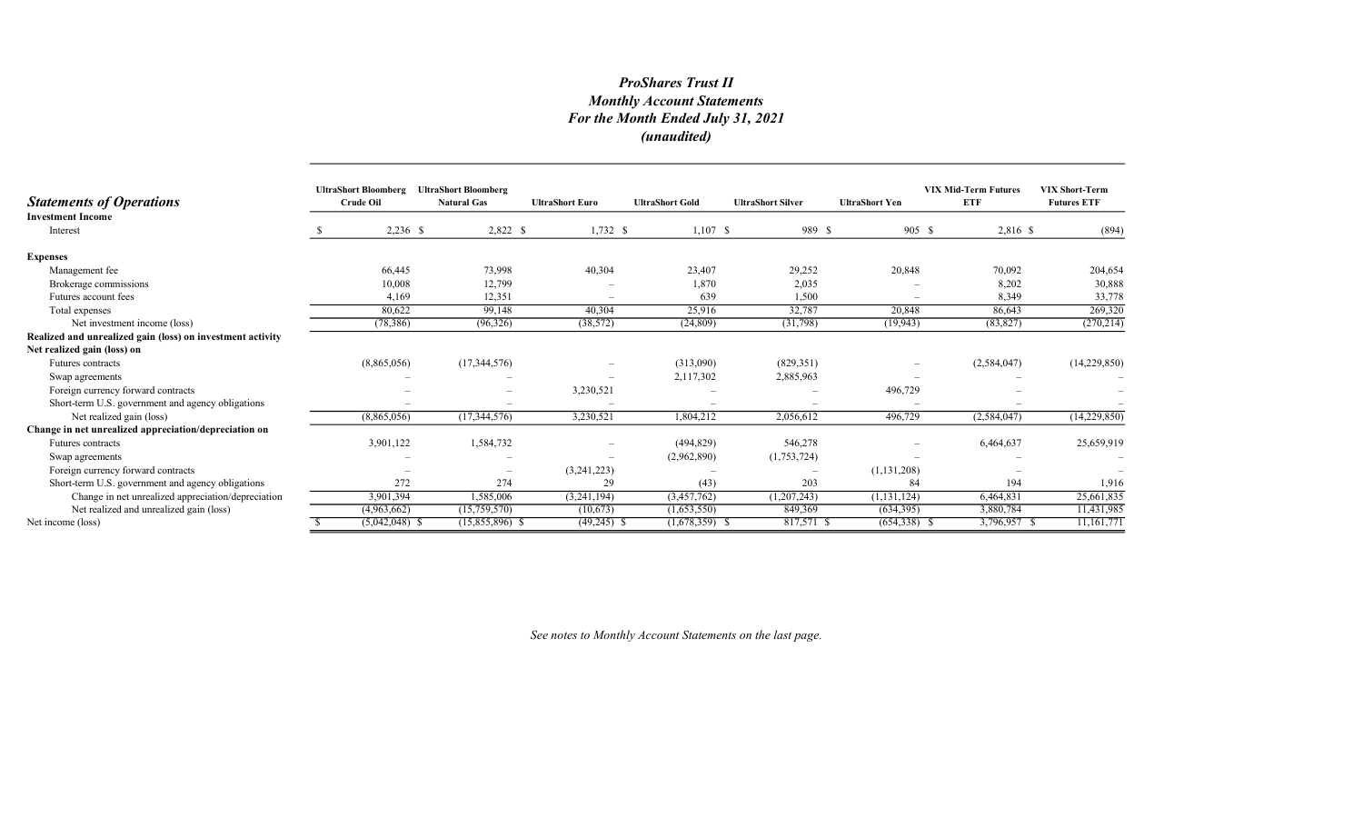# *ProShares Trust II*
## *Monthly Account Statements*
## *For the Month Ended July 31, 2021*
## *(unaudited)*

| ***Statements of Operations*** | UltraShort Bloomberg Crude Oil | UltraShort Bloomberg Natural Gas | UltraShort Euro | UltraShort Gold | UltraShort Silver | UltraShort Yen | VIX Mid-Term Futures ETF | VIX Short-Term Futures ETF |
|---|---|---|---|---|---|---|---|---|
| **Investment Income** | | | | | | | | |
| Interest | $ 2,236 | $ 2,822 | $ 1,732 | $ 1,107 | $ 989 | $ 905 | $ 2,816 | $ (894) |
| **Expenses** | | | | | | | | |
| Management fee | 66,445 | 73,998 | 40,304 | 23,407 | 29,252 | 20,848 | 70,092 | 204,654 |
| Brokerage commissions | 10,008 | 12,799 | – | 1,870 | 2,035 | – | 8,202 | 30,888 |
| Futures account fees | 4,169 | 12,351 | – | 639 | 1,500 | – | 8,349 | 33,778 |
| Total expenses | 80,622 | 99,148 | 40,304 | 25,916 | 32,787 | 20,848 | 86,643 | 269,320 |
| Net investment income (loss) | (78,386) | (96,326) | (38,572) | (24,809) | (31,798) | (19,943) | (83,827) | (270,214) |
| **Realized and unrealized gain (loss) on investment activity** | | | | | | | | |
| **Net realized gain (loss) on** | | | | | | | | |
| Futures contracts | (8,865,056) | (17,344,576) | – | (313,090) | (829,351) | – | (2,584,047) | (14,229,850) |
| Swap agreements | – | – | – | 2,117,302 | 2,885,963 | – | – | – |
| Foreign currency forward contracts | – | – | 3,230,521 | – | – | 496,729 | – | – |
| Short-term U.S. government and agency obligations | – | – | – | – | – | – | – | – |
| Net realized gain (loss) | (8,865,056) | (17,344,576) | 3,230,521 | 1,804,212 | 2,056,612 | 496,729 | (2,584,047) | (14,229,850) |
| **Change in net unrealized appreciation/depreciation on** | | | | | | | | |
| Futures contracts | 3,901,122 | 1,584,732 | – | (494,829) | 546,278 | – | 6,464,637 | 25,659,919 |
| Swap agreements | – | – | – | (2,962,890) | (1,753,724) | – | – | – |
| Foreign currency forward contracts | – | – | (3,241,223) | – | – | (1,131,208) | – | – |
| Short-term U.S. government and agency obligations | 272 | 274 | 29 | (43) | 203 | 84 | 194 | 1,916 |
| Change in net unrealized appreciation/depreciation | 3,901,394 | 1,585,006 | (3,241,194) | (3,457,762) | (1,207,243) | (1,131,124) | 6,464,831 | 25,661,835 |
| Net realized and unrealized gain (loss) | (4,963,662) | (15,759,570) | (10,673) | (1,653,550) | 849,369 | (634,395) | 3,880,784 | 11,431,985 |
| Net income (loss) | $ (5,042,048) | $ (15,855,896) | $ (49,245) | $ (1,678,359) | $ 817,571 | $ (654,338) | $ 3,796,957 | $ 11,161,771 |

*See notes to Monthly Account Statements on the last page.*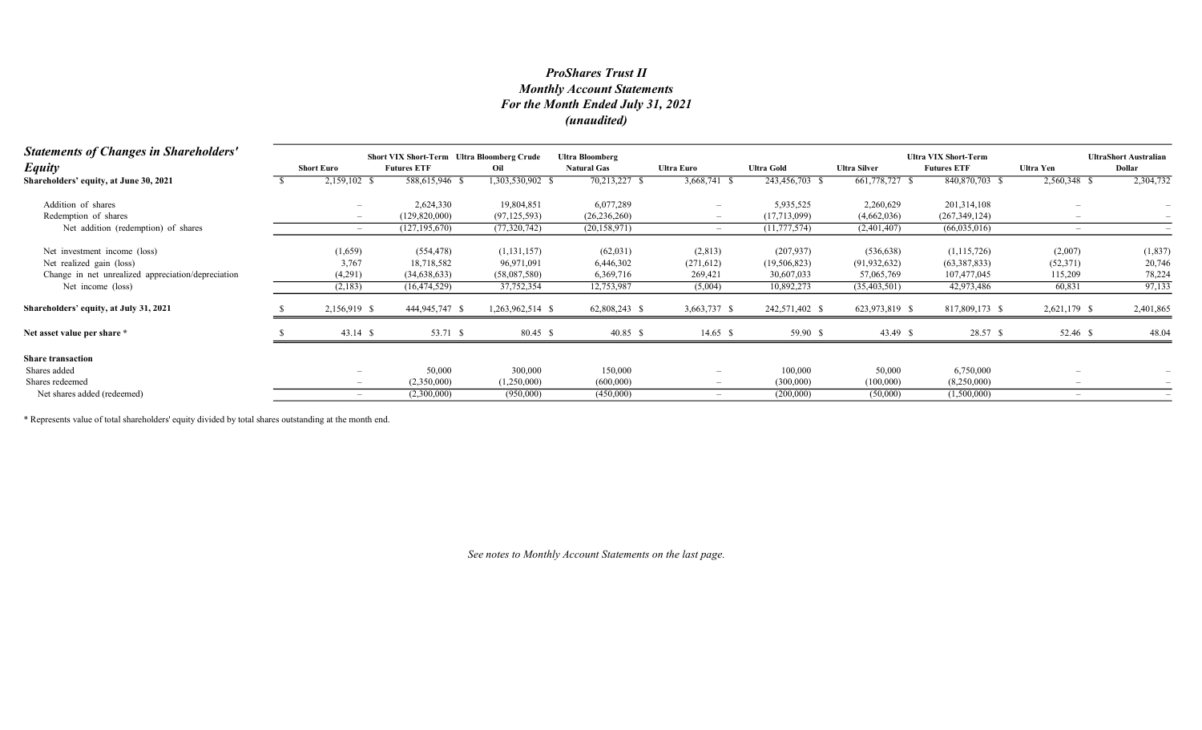# *ProShares Trust II*
## *Monthly Account Statements*
## *For the Month Ended July 31, 2021*
## *(unaudited)*

| ***Statements of Changes in Shareholders' Equity*** | **Short Euro** | **Short VIX Short-Term Futures ETF** | **Ultra Bloomberg Crude Oil** | **Ultra Bloomberg Natural Gas** | **Ultra Euro** | **Ultra Gold** | **Ultra Silver** | **Ultra VIX Short-Term Futures ETF** | **Ultra Yen** | **UltraShort Australian Dollar** |
|---|---|---|---|---|---|---|---|---|---|---|
| **Shareholders' equity, at June 30, 2021** | $ 2,159,102 | $ 588,615,946 | $ 1,303,530,902 | $ 70,213,227 | $ 3,668,741 | $ 243,456,703 | $ 661,778,727 | $ 840,870,703 | $ 2,560,348 | $ 2,304,732 |
| Addition of shares | – | 2,624,330 | 19,804,851 | 6,077,289 | – | 5,935,525 | 2,260,629 | 201,314,108 | – | – |
| Redemption of shares | – | (129,820,000) | (97,125,593) | (26,236,260) | – | (17,713,099) | (4,662,036) | (267,349,124) | – | – |
| Net addition (redemption) of shares | – | (127,195,670) | (77,320,742) | (20,158,971) | – | (11,777,574) | (2,401,407) | (66,035,016) | – | – |
| Net investment income (loss) | (1,659) | (554,478) | (1,131,157) | (62,031) | (2,813) | (207,937) | (536,638) | (1,115,726) | (2,007) | (1,837) |
| Net realized gain (loss) | 3,767 | 18,718,582 | 96,971,091 | 6,446,302 | (271,612) | (19,506,823) | (91,932,632) | (63,387,833) | (52,371) | 20,746 |
| Change in net unrealized appreciation/depreciation | (4,291) | (34,638,633) | (58,087,580) | 6,369,716 | 269,421 | 30,607,033 | 57,065,769 | 107,477,045 | 115,209 | 78,224 |
| Net income (loss) | (2,183) | (16,474,529) | 37,752,354 | 12,753,987 | (5,004) | 10,892,273 | (35,403,501) | 42,973,486 | 60,831 | 97,133 |
| **Shareholders' equity, at July 31, 2021** | $ 2,156,919 | $ 444,945,747 | $ 1,263,962,514 | $ 62,808,243 | $ 3,663,737 | $ 242,571,402 | $ 623,973,819 | $ 817,809,173 | $ 2,621,179 | $ 2,401,865 |
| **Net asset value per share *** | $ 43.14 | $ 53.71 | $ 80.45 | $ 40.85 | $ 14.65 | $ 59.90 | $ 43.49 | $ 28.57 | $ 52.46 | $ 48.04 |
| **Share transaction** | | | | | | | | | | |
| Shares added | – | 50,000 | 300,000 | 150,000 | – | 100,000 | 50,000 | 6,750,000 | – | – |
| Shares redeemed | – | (2,350,000) | (1,250,000) | (600,000) | – | (300,000) | (100,000) | (8,250,000) | – | – |
| Net shares added (redeemed) | – | (2,300,000) | (950,000) | (450,000) | – | (200,000) | (50,000) | (1,500,000) | – | – |

* Represents value of total shareholders' equity divided by total shares outstanding at the month end.

*See notes to Monthly Account Statements on the last page.*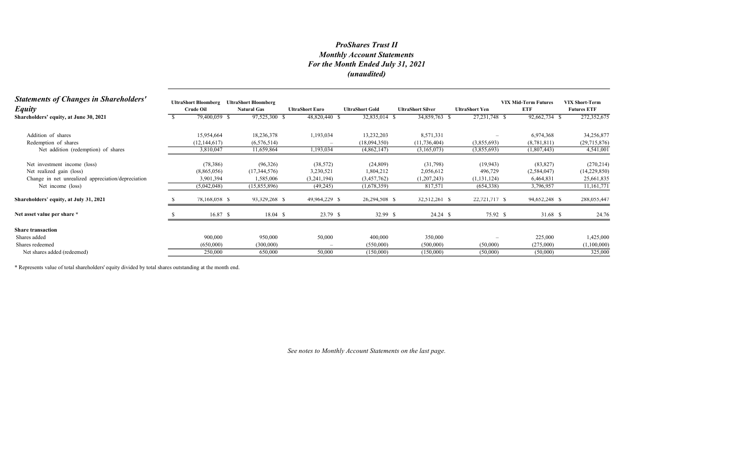# *ProShares Trust II*
## *Monthly Account Statements*
## *For the Month Ended July 31, 2021*
## *(unaudited)*

| ***Statements of Changes in Shareholders' Equity*** | UltraShort Bloomberg Crude Oil | UltraShort Bloomberg Natural Gas | UltraShort Euro | UltraShort Gold | UltraShort Silver | UltraShort Yen | VIX Mid-Term Futures ETF | VIX Short-Term Futures ETF |
|---|---|---|---|---|---|---|---|---|
| **Shareholders' equity, at June 30, 2021** | $ 79,400,059 | $ 97,525,300 | $ 48,820,440 | $ 32,835,014 | $ 34,859,763 | $ 27,231,748 | $ 92,662,734 | $ 272,352,675 |
| Addition of shares | 15,954,664 | 18,236,378 | 1,193,034 | 13,232,203 | 8,571,331 | – | 6,974,368 | 34,256,877 |
| Redemption of shares | (12,144,617) | (6,576,514) | – | (18,094,350) | (11,736,404) | (3,855,693) | (8,781,811) | (29,715,876) |
| Net addition (redemption) of shares | 3,810,047 | 11,659,864 | 1,193,034 | (4,862,147) | (3,165,073) | (3,855,693) | (1,807,443) | 4,541,001 |
| Net investment income (loss) | (78,386) | (96,326) | (38,572) | (24,809) | (31,798) | (19,943) | (83,827) | (270,214) |
| Net realized gain (loss) | (8,865,056) | (17,344,576) | 3,230,521 | 1,804,212 | 2,056,612 | 496,729 | (2,584,047) | (14,229,850) |
| Change in net unrealized appreciation/depreciation | 3,901,394 | 1,585,006 | (3,241,194) | (3,457,762) | (1,207,243) | (1,131,124) | 6,464,831 | 25,661,835 |
| Net income (loss) | (5,042,048) | (15,855,896) | (49,245) | (1,678,359) | 817,571 | (654,338) | 3,796,957 | 11,161,771 |
| **Shareholders' equity, at July 31, 2021** | $ 78,168,058 | $ 93,329,268 | $ 49,964,229 | $ 26,294,508 | $ 32,512,261 | $ 22,721,717 | $ 94,652,248 | $ 288,055,447 |
| **Net asset value per share \*** | $ 16.87 | $ 18.04 | $ 23.79 | $ 32.99 | $ 24.24 | $ 75.92 | $ 31.68 | $ 24.76 |
| **Share transaction** | | | | | | | | |
| Shares added | 900,000 | 950,000 | 50,000 | 400,000 | 350,000 | – | 225,000 | 1,425,000 |
| Shares redeemed | (650,000) | (300,000) | – | (550,000) | (500,000) | (50,000) | (275,000) | (1,100,000) |
| Net shares added (redeemed) | 250,000 | 650,000 | 50,000 | (150,000) | (150,000) | (50,000) | (50,000) | 325,000 |

\* Represents value of total shareholders' equity divided by total shares outstanding at the month end.

*See notes to Monthly Account Statements on the last page.*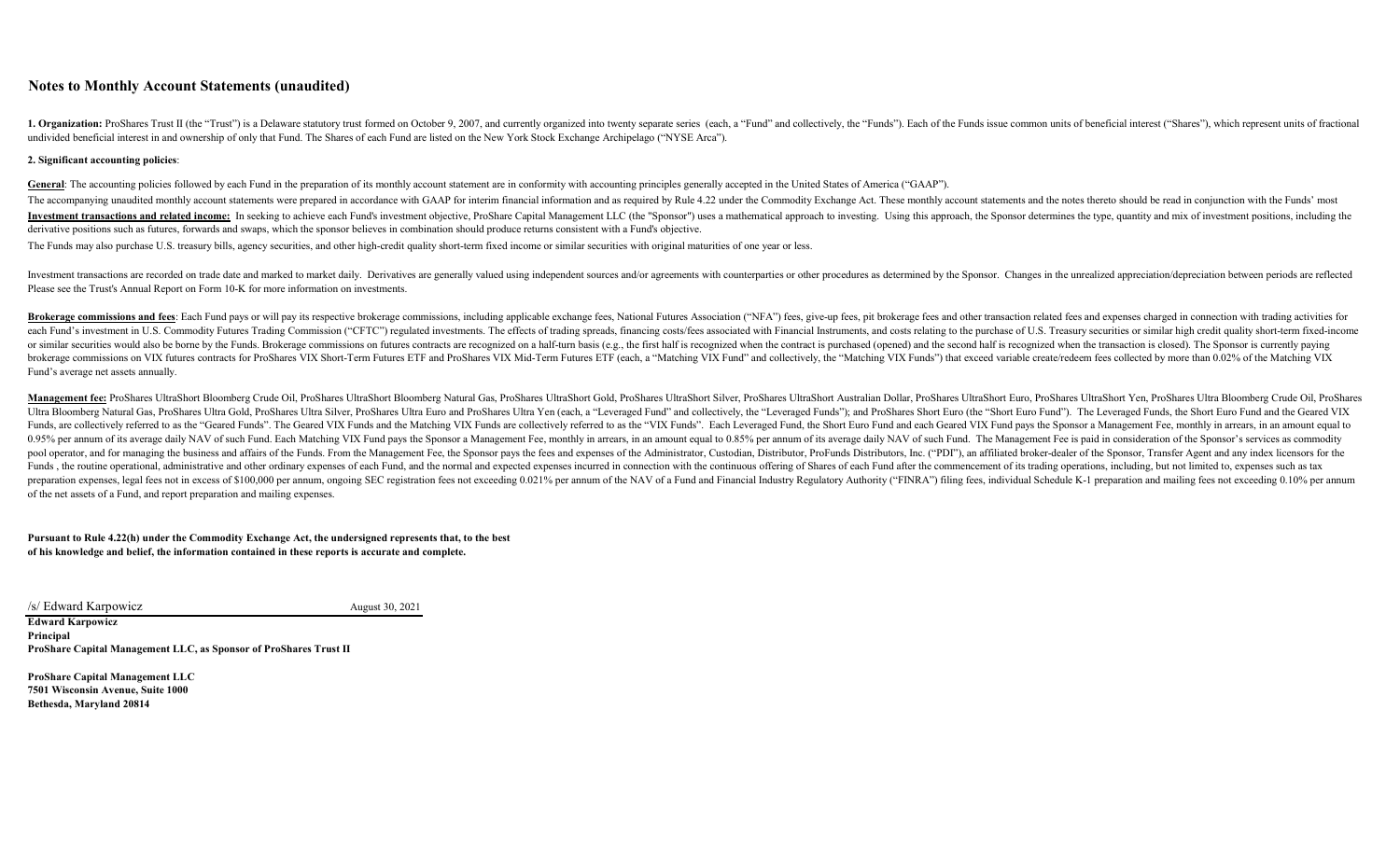# Notes to Monthly Account Statements (unaudited)

**1. Organization:** ProShares Trust II (the "Trust") is a Delaware statutory trust formed on October 9, 2007, and currently organized into twenty separate series (each, a "Fund" and collectively, the "Funds"). Each of the Funds issue common units of beneficial interest ("Shares"), which represent units of fractional undivided beneficial interest in and ownership of only that Fund. The Shares of each Fund are listed on the New York Stock Exchange Archipelago ("NYSE Arca").

**2. Significant accounting policies**:

**General**: The accounting policies followed by each Fund in the preparation of its monthly account statement are in conformity with accounting principles generally accepted in the United States of America ("GAAP").

The accompanying unaudited monthly account statements were prepared in accordance with GAAP for interim financial information and as required by Rule 4.22 under the Commodity Exchange Act. These monthly account statements and the notes thereto should be read in conjunction with the Funds' most

**Investment transactions and related income:** In seeking to achieve each Fund's investment objective, ProShare Capital Management LLC (the "Sponsor") uses a mathematical approach to investing. Using this approach, the Sponsor determines the type, quantity and mix of investment positions, including the derivative positions such as futures, forwards and swaps, which the sponsor believes in combination should produce returns consistent with a Fund's objective.

The Funds may also purchase U.S. treasury bills, agency securities, and other high-credit quality short-term fixed income or similar securities with original maturities of one year or less.

Investment transactions are recorded on trade date and marked to market daily. Derivatives are generally valued using independent sources and/or agreements with counterparties or other procedures as determined by the Sponsor. Changes in the unrealized appreciation/depreciation between periods are reflected
Please see the Trust's Annual Report on Form 10-K for more information on investments.

**Brokerage commissions and fees**: Each Fund pays or will pay its respective brokerage commissions, including applicable exchange fees, National Futures Association ("NFA") fees, give-up fees, pit brokerage fees and other transaction related fees and expenses charged in connection with trading activities for each Fund's investment in U.S. Commodity Futures Trading Commission ("CFTC") regulated investments. The effects of trading spreads, financing costs/fees associated with Financial Instruments, and costs relating to the purchase of U.S. Treasury securities or similar high credit quality short-term fixed-income or similar securities would also be borne by the Funds. Brokerage commissions on futures contracts are recognized on a half-turn basis (e.g., the first half is recognized when the contract is purchased (opened) and the second half is recognized when the transaction is closed). The Sponsor is currently paying brokerage commissions on VIX futures contracts for ProShares VIX Short-Term Futures ETF and ProShares VIX Mid-Term Futures ETF (each, a "Matching VIX Fund" and collectively, the "Matching VIX Funds") that exceed variable create/redeem fees collected by more than 0.02% of the Matching VIX Fund's average net assets annually.

**Management fee:** ProShares UltraShort Bloomberg Crude Oil, ProShares UltraShort Bloomberg Natural Gas, ProShares UltraShort Gold, ProShares UltraShort Silver, ProShares UltraShort Australian Dollar, ProShares UltraShort Euro, ProShares UltraShort Yen, ProShares Ultra Bloomberg Crude Oil, ProShares Ultra Bloomberg Natural Gas, ProShares Ultra Gold, ProShares Ultra Silver, ProShares Ultra Euro and ProShares Ultra Yen (each, a "Leveraged Fund" and collectively, the "Leveraged Funds"); and ProShares Short Euro (the "Short Euro Fund"). The Leveraged Funds, the Short Euro Fund and the Geared VIX Funds, are collectively referred to as the "Geared Funds". The Geared VIX Funds and the Matching VIX Funds are collectively referred to as the "VIX Funds". Each Leveraged Fund, the Short Euro Fund and each Geared VIX Fund pays the Sponsor a Management Fee, monthly in arrears, in an amount equal to 0.95% per annum of its average daily NAV of such Fund. Each Matching VIX Fund pays the Sponsor a Management Fee, monthly in arrears, in an amount equal to 0.85% per annum of its average daily NAV of such Fund. The Management Fee is paid in consideration of the Sponsor's services as commodity pool operator, and for managing the business and affairs of the Funds. From the Management Fee, the Sponsor pays the fees and expenses of the Administrator, Custodian, Distributor, ProFunds Distributors, Inc. ("PDI"), an affiliated broker-dealer of the Sponsor, Transfer Agent and any index licensors for the Funds , the routine operational, administrative and other ordinary expenses of each Fund, and the normal and expected expenses incurred in connection with the continuous offering of Shares of each Fund after the commencement of its trading operations, including, but not limited to, expenses such as tax preparation expenses, legal fees not in excess of $100,000 per annum, ongoing SEC registration fees not exceeding 0.021% per annum of the NAV of a Fund and Financial Industry Regulatory Authority ("FINRA") filing fees, individual Schedule K-1 preparation and mailing fees not exceeding 0.10% per annum of the net assets of a Fund, and report preparation and mailing expenses.

**Pursuant to Rule 4.22(h) under the Commodity Exchange Act, the undersigned represents that, to the best of his knowledge and belief, the information contained in these reports is accurate and complete.**

/s/ Edward Karpowicz August 30, 2021

**Edward Karpowicz**
**Principal**
**ProShare Capital Management LLC, as Sponsor of ProShares Trust II**

**ProShare Capital Management LLC**
**7501 Wisconsin Avenue, Suite 1000**
**Bethesda, Maryland 20814**